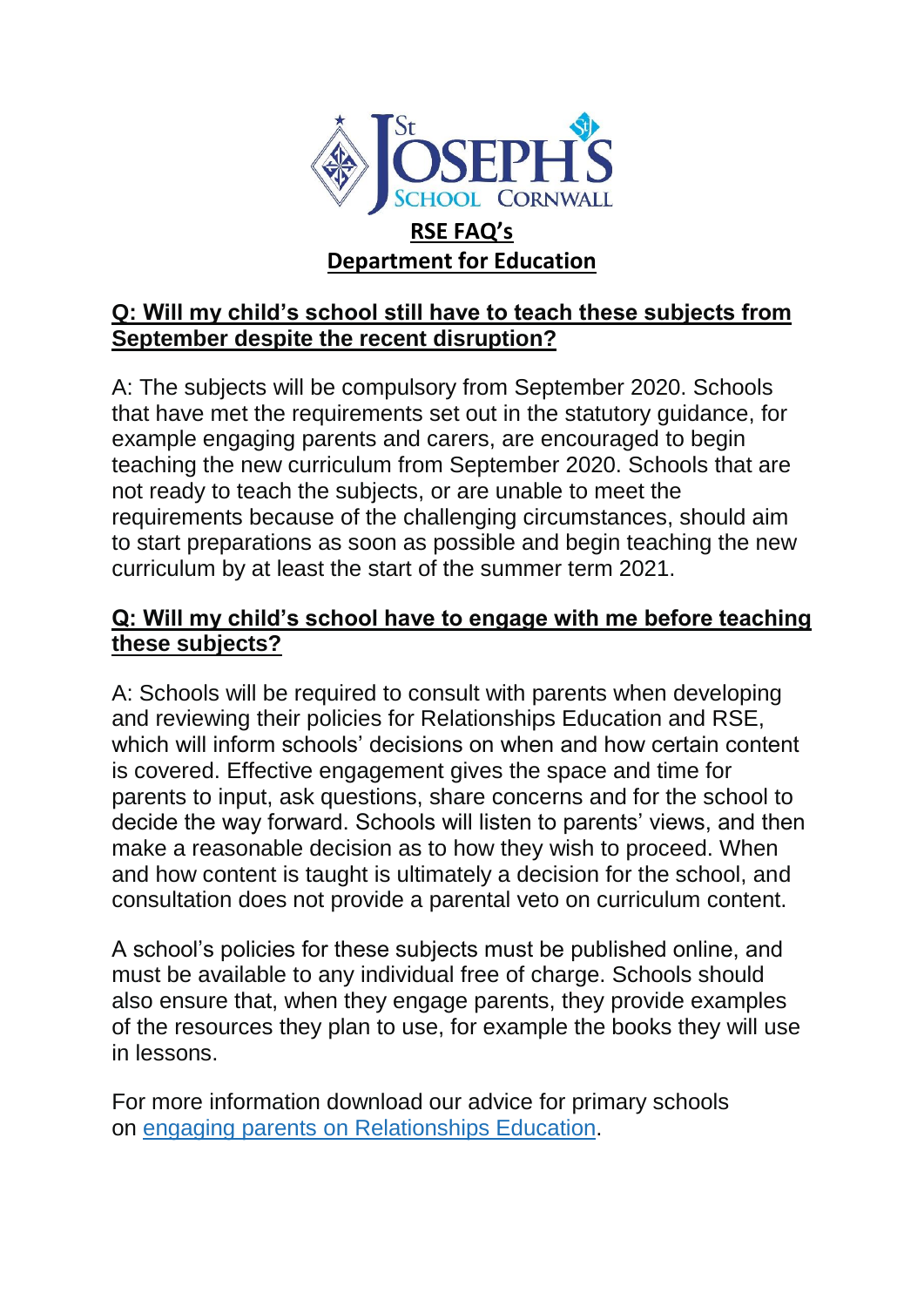St Joseph's School Cornwall

# RSE FAQ's

## Department for Education

### Q: Will my child's school still have to teach these subjects from September despite the recent disruption?

A: The subjects will be compulsory from September 2020. Schools that have met the requirements set out in the statutory guidance, for example engaging parents and carers, are encouraged to begin teaching the new curriculum from September 2020. Schools that are not ready to teach the subjects, or are unable to meet the requirements because of the challenging circumstances, should aim to start preparations as soon as possible and begin teaching the new curriculum by at least the start of the summer term 2021.

### Q: Will my child's school have to engage with me before teaching these subjects?

A: Schools will be required to consult with parents when developing and reviewing their policies for Relationships Education and RSE, which will inform schools' decisions on when and how certain content is covered. Effective engagement gives the space and time for parents to input, ask questions, share concerns and for the school to decide the way forward. Schools will listen to parents' views, and then make a reasonable decision as to how they wish to proceed. When and how content is taught is ultimately a decision for the school, and consultation does not provide a parental veto on curriculum content.

A school's policies for these subjects must be published online, and must be available to any individual free of charge. Schools should also ensure that, when they engage parents, they provide examples of the resources they plan to use, for example the books they will use in lessons.

For more information download our advice for primary schools on engaging parents on Relationships Education.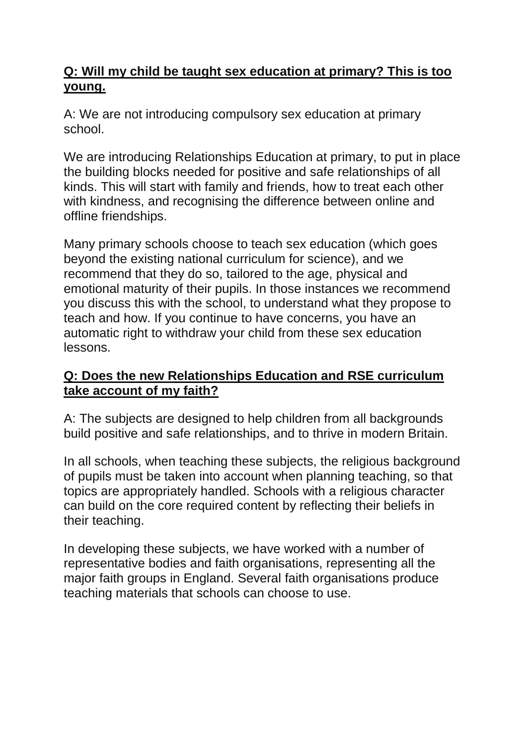**Q: Will my child be taught sex education at primary? This is too young.**

A: We are not introducing compulsory sex education at primary school.

We are introducing Relationships Education at primary, to put in place the building blocks needed for positive and safe relationships of all kinds. This will start with family and friends, how to treat each other with kindness, and recognising the difference between online and offline friendships.

Many primary schools choose to teach sex education (which goes beyond the existing national curriculum for science), and we recommend that they do so, tailored to the age, physical and emotional maturity of their pupils. In those instances we recommend you discuss this with the school, to understand what they propose to teach and how. If you continue to have concerns, you have an automatic right to withdraw your child from these sex education lessons.

**Q: Does the new Relationships Education and RSE curriculum take account of my faith?**

A: The subjects are designed to help children from all backgrounds build positive and safe relationships, and to thrive in modern Britain.

In all schools, when teaching these subjects, the religious background of pupils must be taken into account when planning teaching, so that topics are appropriately handled. Schools with a religious character can build on the core required content by reflecting their beliefs in their teaching.

In developing these subjects, we have worked with a number of representative bodies and faith organisations, representing all the major faith groups in England. Several faith organisations produce teaching materials that schools can choose to use.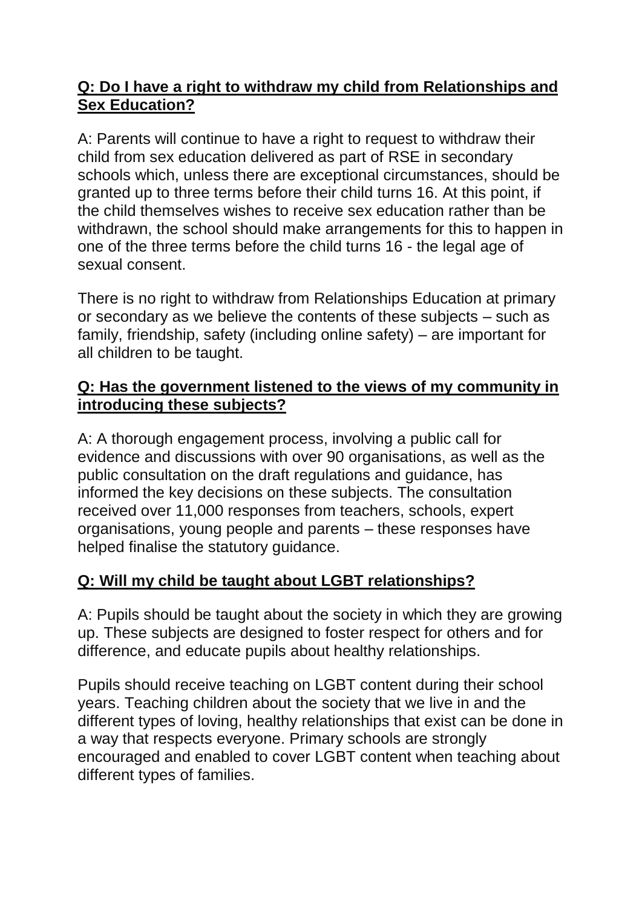**Q: Do I have a right to withdraw my child from Relationships and Sex Education?**

A: Parents will continue to have a right to request to withdraw their child from sex education delivered as part of RSE in secondary schools which, unless there are exceptional circumstances, should be granted up to three terms before their child turns 16. At this point, if the child themselves wishes to receive sex education rather than be withdrawn, the school should make arrangements for this to happen in one of the three terms before the child turns 16 - the legal age of sexual consent.

There is no right to withdraw from Relationships Education at primary or secondary as we believe the contents of these subjects – such as family, friendship, safety (including online safety) – are important for all children to be taught.

**Q: Has the government listened to the views of my community in introducing these subjects?**

A: A thorough engagement process, involving a public call for evidence and discussions with over 90 organisations, as well as the public consultation on the draft regulations and guidance, has informed the key decisions on these subjects. The consultation received over 11,000 responses from teachers, schools, expert organisations, young people and parents – these responses have helped finalise the statutory guidance.

**Q: Will my child be taught about LGBT relationships?**

A: Pupils should be taught about the society in which they are growing up. These subjects are designed to foster respect for others and for difference, and educate pupils about healthy relationships.

Pupils should receive teaching on LGBT content during their school years. Teaching children about the society that we live in and the different types of loving, healthy relationships that exist can be done in a way that respects everyone. Primary schools are strongly encouraged and enabled to cover LGBT content when teaching about different types of families.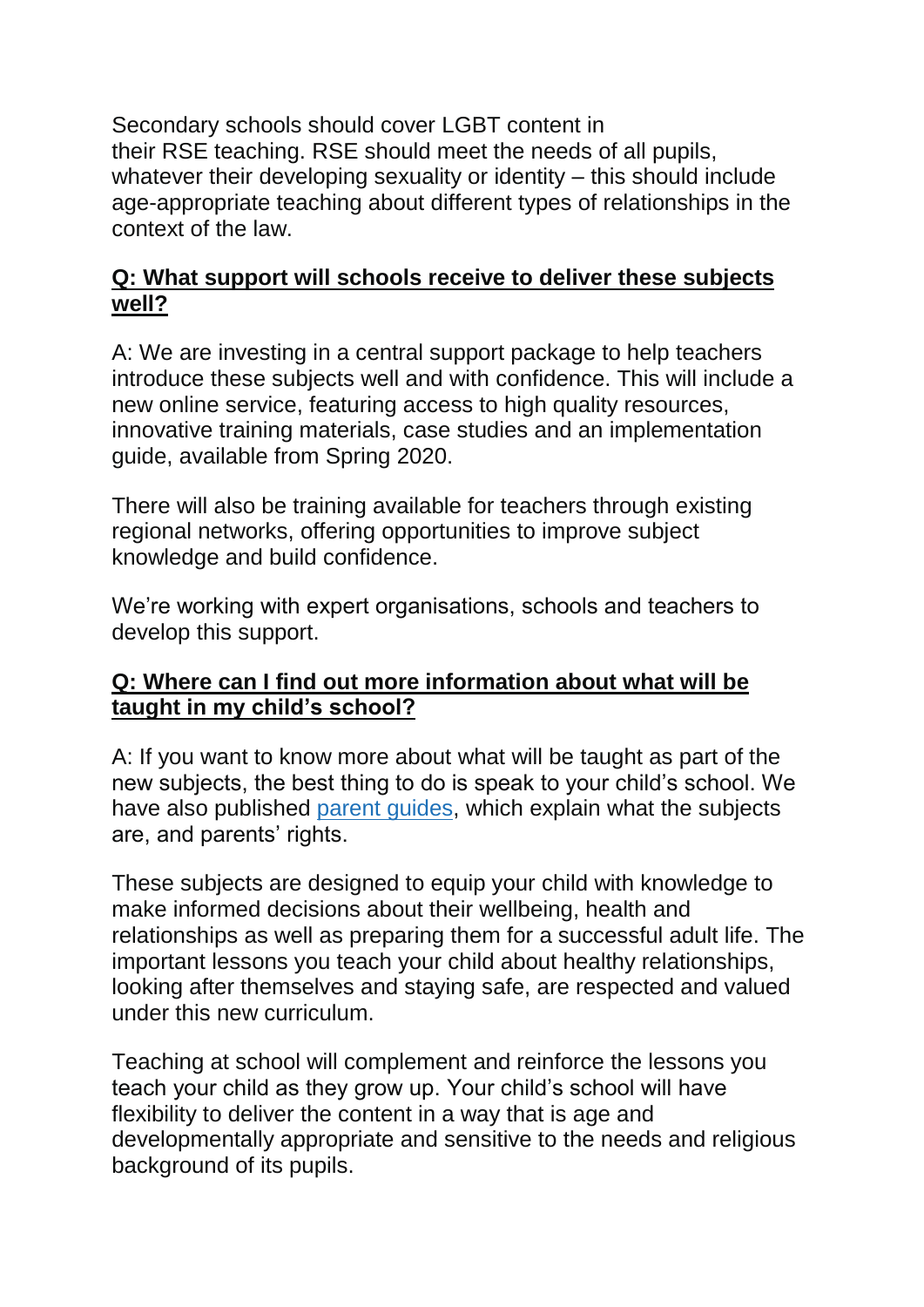Secondary schools should cover LGBT content in their RSE teaching. RSE should meet the needs of all pupils, whatever their developing sexuality or identity – this should include age-appropriate teaching about different types of relationships in the context of the law.

**Q: What support will schools receive to deliver these subjects well?**

A: We are investing in a central support package to help teachers introduce these subjects well and with confidence. This will include a new online service, featuring access to high quality resources, innovative training materials, case studies and an implementation guide, available from Spring 2020.

There will also be training available for teachers through existing regional networks, offering opportunities to improve subject knowledge and build confidence.

We're working with expert organisations, schools and teachers to develop this support.

**Q: Where can I find out more information about what will be taught in my child's school?**

A: If you want to know more about what will be taught as part of the new subjects, the best thing to do is speak to your child's school. We have also published parent guides, which explain what the subjects are, and parents' rights.

These subjects are designed to equip your child with knowledge to make informed decisions about their wellbeing, health and relationships as well as preparing them for a successful adult life. The important lessons you teach your child about healthy relationships, looking after themselves and staying safe, are respected and valued under this new curriculum.

Teaching at school will complement and reinforce the lessons you teach your child as they grow up. Your child's school will have flexibility to deliver the content in a way that is age and developmentally appropriate and sensitive to the needs and religious background of its pupils.